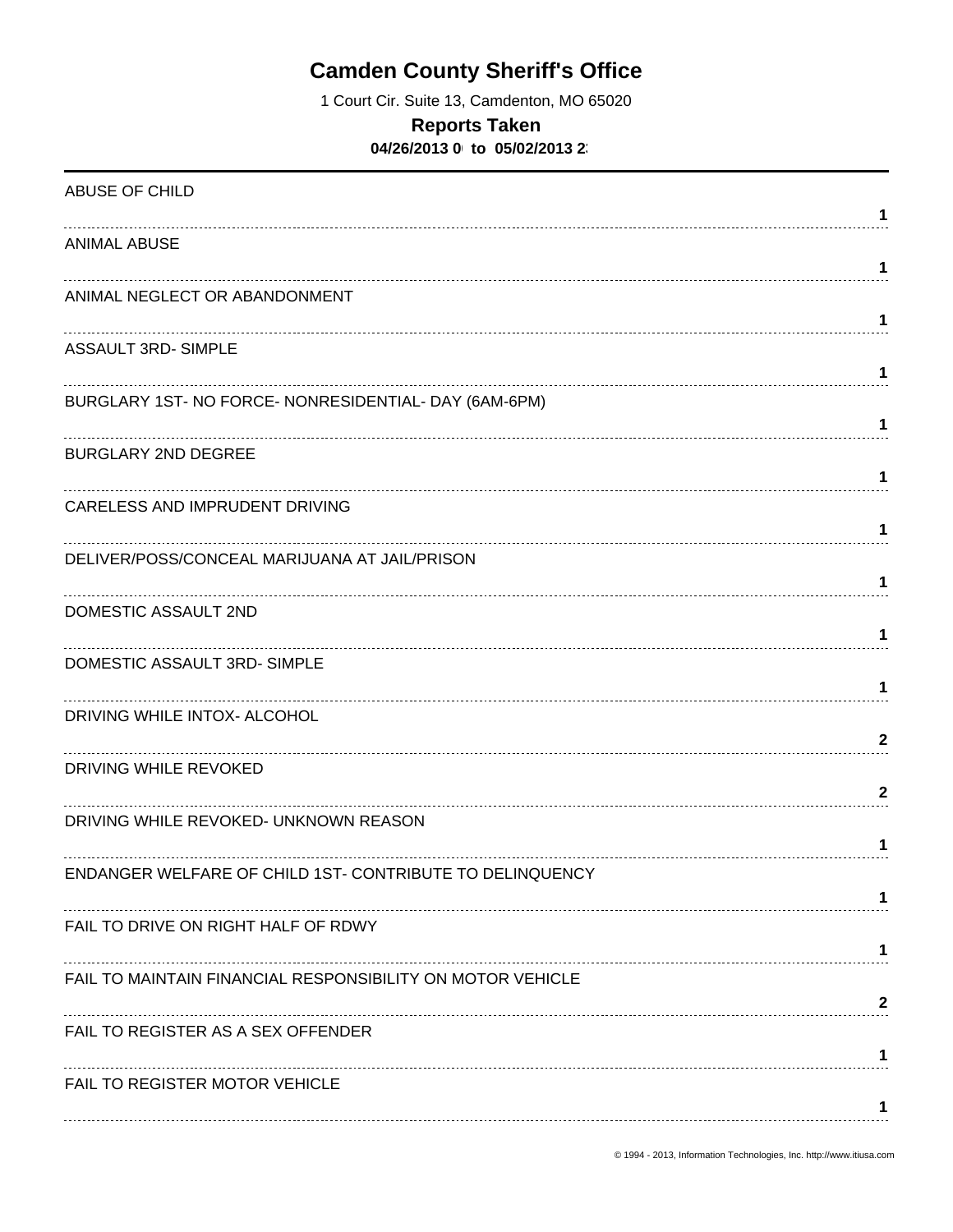# Camden County Sheriff's Office

1 Court Cir. Suite 13, Camdenton, MO 65020

## Reports Taken

**04/26/2013 0 to 05/02/2013 2**

| Offense | Count |
| --- | --- |
| ABUSE OF CHILD | 1 |
| ANIMAL ABUSE | 1 |
| ANIMAL NEGLECT OR ABANDONMENT | 1 |
| ASSAULT 3RD- SIMPLE | 1 |
| BURGLARY 1ST- NO FORCE- NONRESIDENTIAL- DAY (6AM-6PM) | 1 |
| BURGLARY 2ND DEGREE | 1 |
| CARELESS AND IMPRUDENT DRIVING | 1 |
| DELIVER/POSS/CONCEAL MARIJUANA AT JAIL/PRISON | 1 |
| DOMESTIC ASSAULT 2ND | 1 |
| DOMESTIC ASSAULT 3RD- SIMPLE | 1 |
| DRIVING WHILE INTOX- ALCOHOL | 2 |
| DRIVING WHILE REVOKED | 2 |
| DRIVING WHILE REVOKED- UNKNOWN REASON | 1 |
| ENDANGER WELFARE OF CHILD 1ST- CONTRIBUTE TO DELINQUENCY | 1 |
| FAIL TO DRIVE ON RIGHT HALF OF RDWY | 1 |
| FAIL TO MAINTAIN FINANCIAL RESPONSIBILITY ON MOTOR VEHICLE | 2 |
| FAIL TO REGISTER AS A SEX OFFENDER | 1 |
| FAIL TO REGISTER MOTOR VEHICLE | 1 |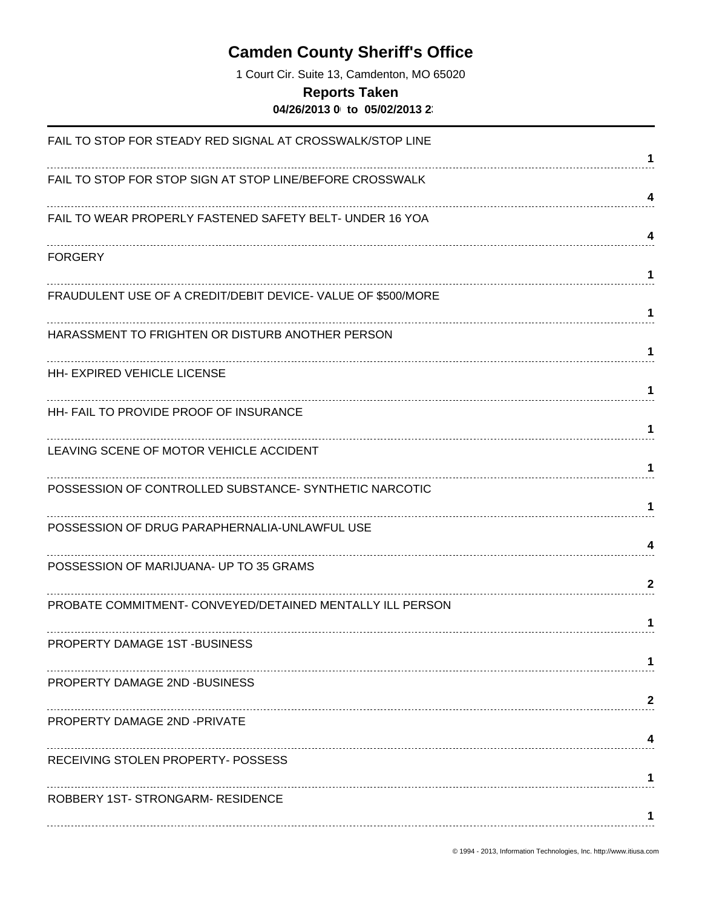# Camden County Sheriff's Office

1 Court Cir. Suite 13, Camdenton, MO 65020

**Reports Taken**

**04/26/2013 0 to 05/02/2013 2**

| Offense | Count |
|---|---|
| FAIL TO STOP FOR STEADY RED SIGNAL AT CROSSWALK/STOP LINE | 1 |
| FAIL TO STOP FOR STOP SIGN AT STOP LINE/BEFORE CROSSWALK | 4 |
| FAIL TO WEAR PROPERLY FASTENED SAFETY BELT- UNDER 16 YOA | 4 |
| FORGERY | 1 |
| FRAUDULENT USE OF A CREDIT/DEBIT DEVICE- VALUE OF $500/MORE | 1 |
| HARASSMENT TO FRIGHTEN OR DISTURB ANOTHER PERSON | 1 |
| HH- EXPIRED VEHICLE LICENSE | 1 |
| HH- FAIL TO PROVIDE PROOF OF INSURANCE | 1 |
| LEAVING SCENE OF MOTOR VEHICLE ACCIDENT | 1 |
| POSSESSION OF CONTROLLED SUBSTANCE- SYNTHETIC NARCOTIC | 1 |
| POSSESSION OF DRUG PARAPHERNALIA-UNLAWFUL USE | 4 |
| POSSESSION OF MARIJUANA- UP TO 35 GRAMS | 2 |
| PROBATE COMMITMENT- CONVEYED/DETAINED MENTALLY ILL PERSON | 1 |
| PROPERTY DAMAGE 1ST -BUSINESS | 1 |
| PROPERTY DAMAGE 2ND -BUSINESS | 2 |
| PROPERTY DAMAGE 2ND -PRIVATE | 4 |
| RECEIVING STOLEN PROPERTY- POSSESS | 1 |
| ROBBERY 1ST- STRONGARM- RESIDENCE | 1 |

© 1994 - 2013, Information Technologies, Inc. http://www.itiusa.com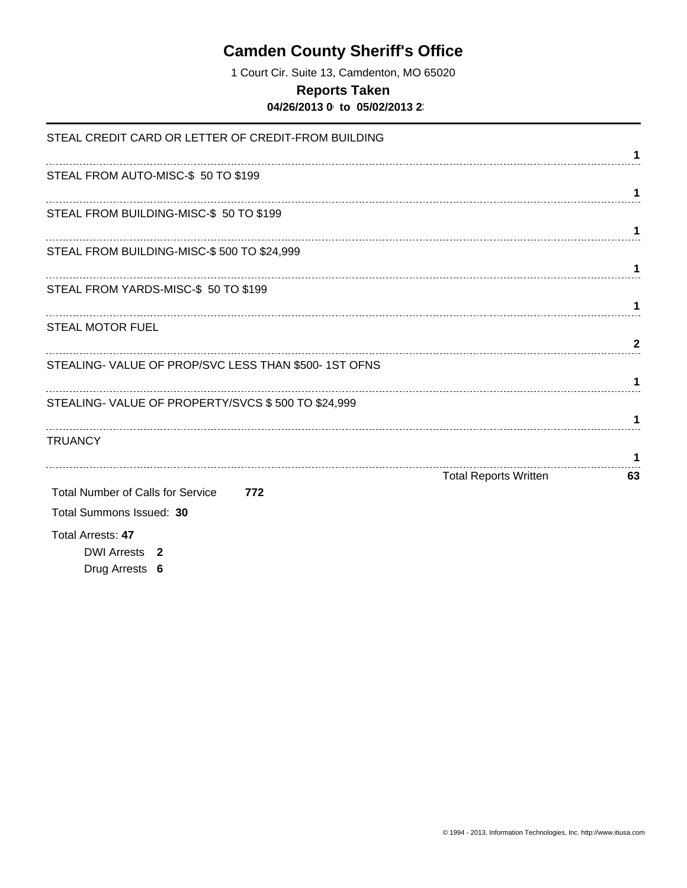# Camden County Sheriff's Office

1 Court Cir. Suite 13, Camdenton, MO 65020

## Reports Taken

**04/26/2013 0( to 05/02/2013 2:**

| | |
|---|---|
| STEAL CREDIT CARD OR LETTER OF CREDIT-FROM BUILDING | **1** |
| STEAL FROM AUTO-MISC-$ 50 TO $199 | **1** |
| STEAL FROM BUILDING-MISC-$ 50 TO $199 | **1** |
| STEAL FROM BUILDING-MISC-$ 500 TO $24,999 | **1** |
| STEAL FROM YARDS-MISC-$ 50 TO $199 | **1** |
| STEAL MOTOR FUEL | **2** |
| STEALING- VALUE OF PROP/SVC LESS THAN $500- 1ST OFNS | **1** |
| STEALING- VALUE OF PROPERTY/SVCS $ 500 TO $24,999 | **1** |
| TRUANCY | **1** |
| Total Reports Written | **63** |

Total Number of Calls for Service **772**

Total Summons Issued: **30**

Total Arrests: **47**

- DWI Arrests **2**
- Drug Arrests **6**

© 1994 - 2013, Information Technologies, Inc. http://www.itiusa.com